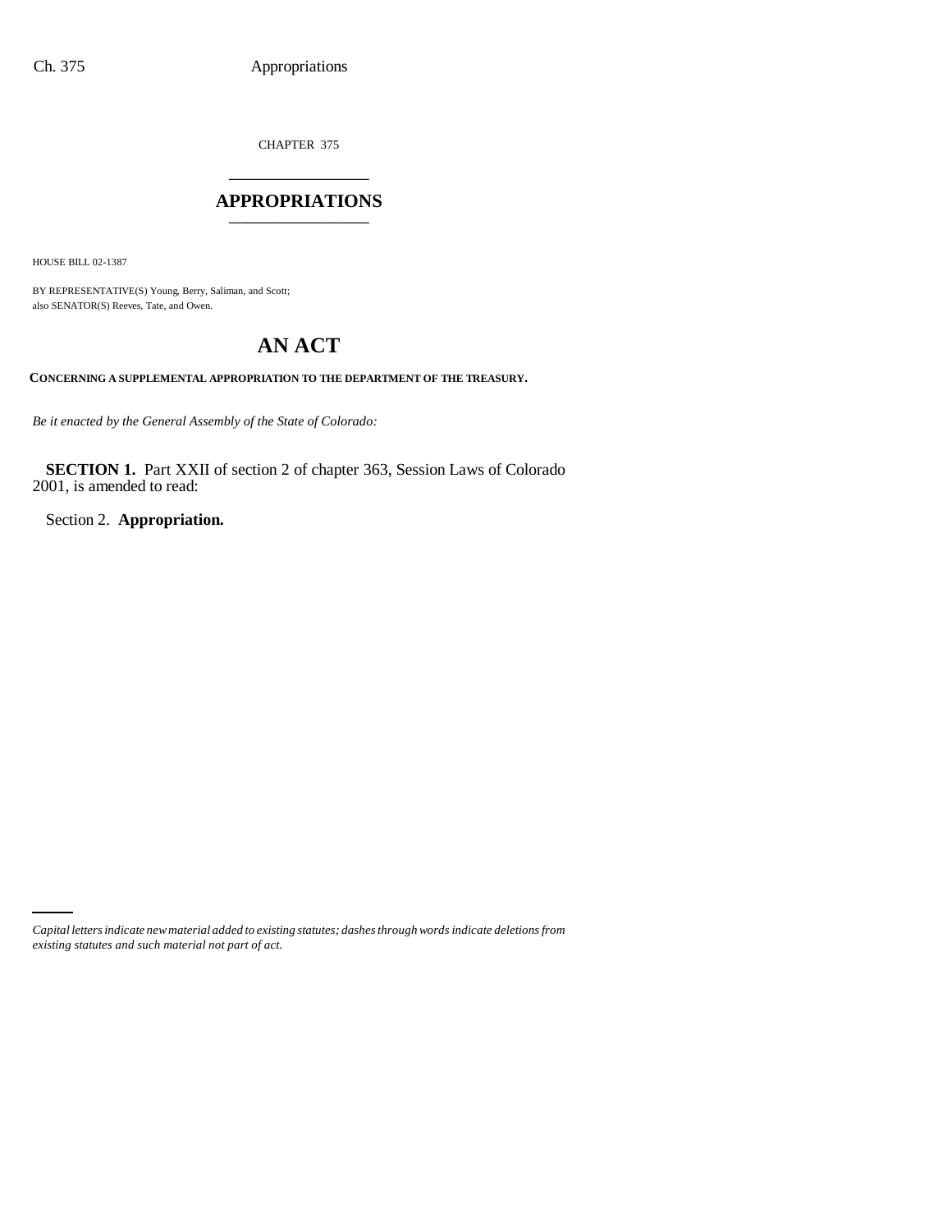CHAPTER 375

# APPROPRIATIONS

HOUSE BILL 02-1387

BY REPRESENTATIVE(S) Young, Berry, Saliman, and Scott;
also SENATOR(S) Reeves, Tate, and Owen.

## AN ACT

**CONCERNING A SUPPLEMENTAL APPROPRIATION TO THE DEPARTMENT OF THE TREASURY.**

*Be it enacted by the General Assembly of the State of Colorado:*

**SECTION 1.** Part XXII of section 2 of chapter 363, Session Laws of Colorado 2001, is amended to read:

Section 2. **Appropriation.**

*Capital letters indicate new material added to existing statutes; dashes through words indicate deletions from existing statutes and such material not part of act.*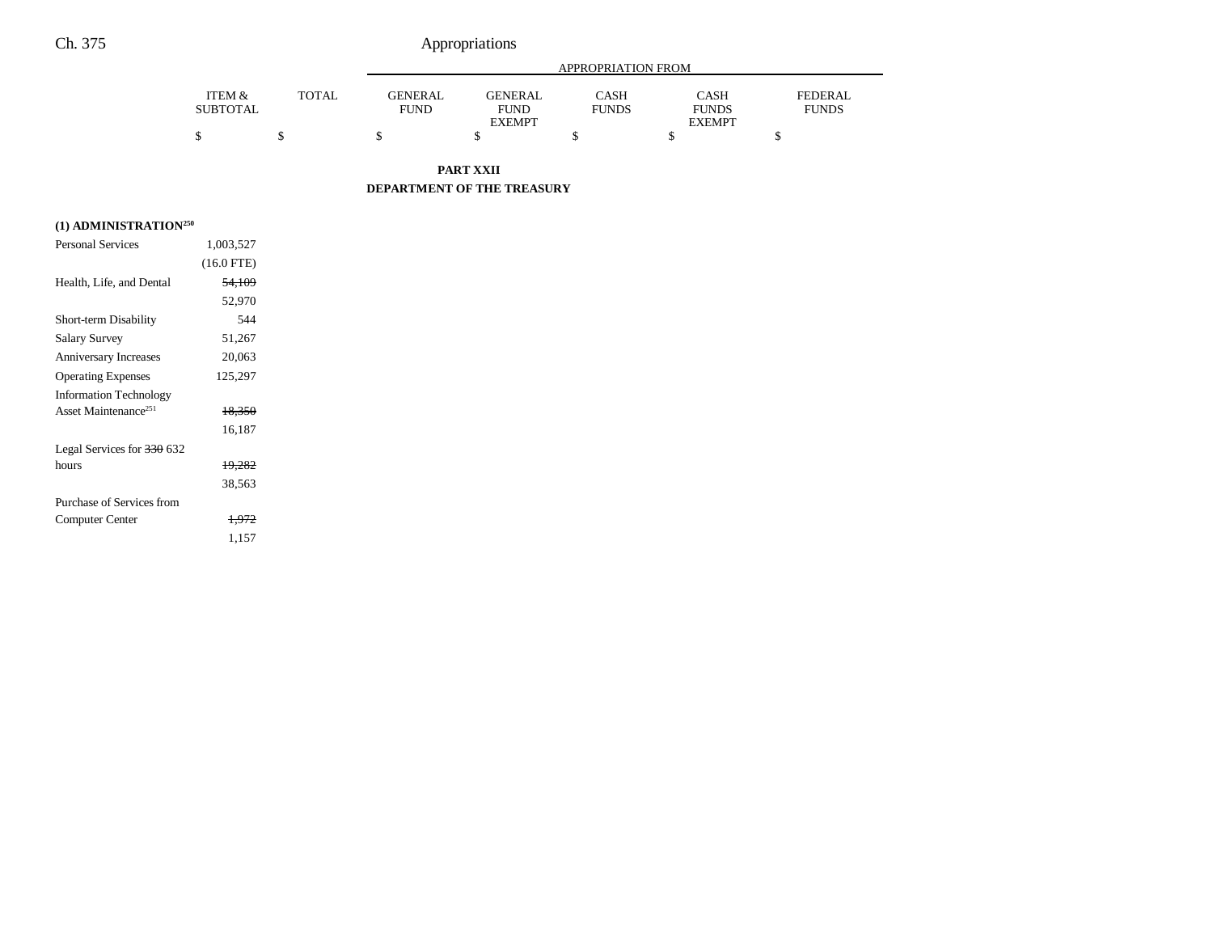## PART XXII

## DEPARTMENT OF THE TREASURY

| | ITEM & SUBTOTAL | TOTAL | GENERAL FUND | GENERAL FUND EXEMPT | CASH FUNDS | CASH FUNDS EXEMPT | FEDERAL FUNDS |
|---|---|---|---|---|---|---|---|
| | $ | $ | $ | $ | $ | $ | $ |
| **(1) ADMINISTRATION[250]** | | | | | | | |
| Personal Services | 1,003,527 | | | | | | |
| | (16.0 FTE) | | | | | | |
| Health, Life, and Dental | ~~54,109~~ | | | | | | |
| | 52,970 | | | | | | |
| Short-term Disability | 544 | | | | | | |
| Salary Survey | 51,267 | | | | | | |
| Anniversary Increases | 20,063 | | | | | | |
| Operating Expenses | 125,297 | | | | | | |
| Information Technology Asset Maintenance[251] | ~~18,350~~ | | | | | | |
| | 16,187 | | | | | | |
| Legal Services for ~~330~~ 632 hours | ~~19,282~~ | | | | | | |
| | 38,563 | | | | | | |
| Purchase of Services from Computer Center | ~~1,972~~ | | | | | | |
| | 1,157 | | | | | | |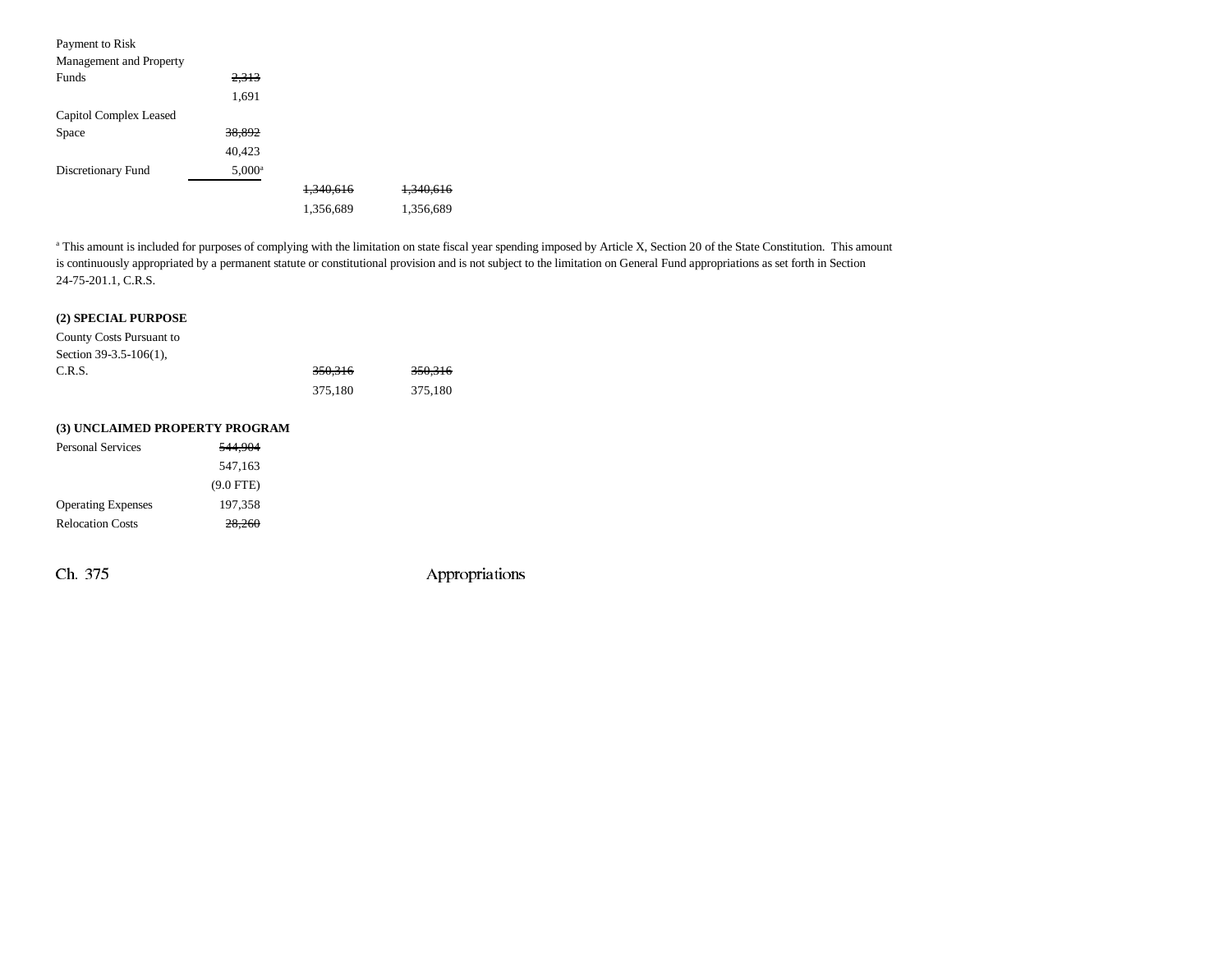| | | | |
|---|---|---|---|
| Payment to Risk Management and Property Funds | ~~2,313~~ 1,691 | | |
| Capitol Complex Leased Space | ~~38,892~~ 40,423 | | |
| Discretionary Fund | 5,000[a] | | |
| | | ~~1,340,616~~ 1,356,689 | ~~1,340,616~~ 1,356,689 |

[a] This amount is included for purposes of complying with the limitation on state fiscal year spending imposed by Article X, Section 20 of the State Constitution. This amount is continuously appropriated by a permanent statute or constitutional provision and is not subject to the limitation on General Fund appropriations as set forth in Section 24-75-201.1, C.R.S.

**(2) SPECIAL PURPOSE**

| | | | |
|---|---|---|---|
| County Costs Pursuant to Section 39-3.5-106(1), C.R.S. | | ~~350,316~~ 375,180 | ~~350,316~~ 375,180 |

**(3) UNCLAIMED PROPERTY PROGRAM**

| | |
|---|---|
| Personal Services | ~~544,904~~ 547,163 (9.0 FTE) |
| Operating Expenses | 197,358 |
| Relocation Costs | ~~28,260~~ |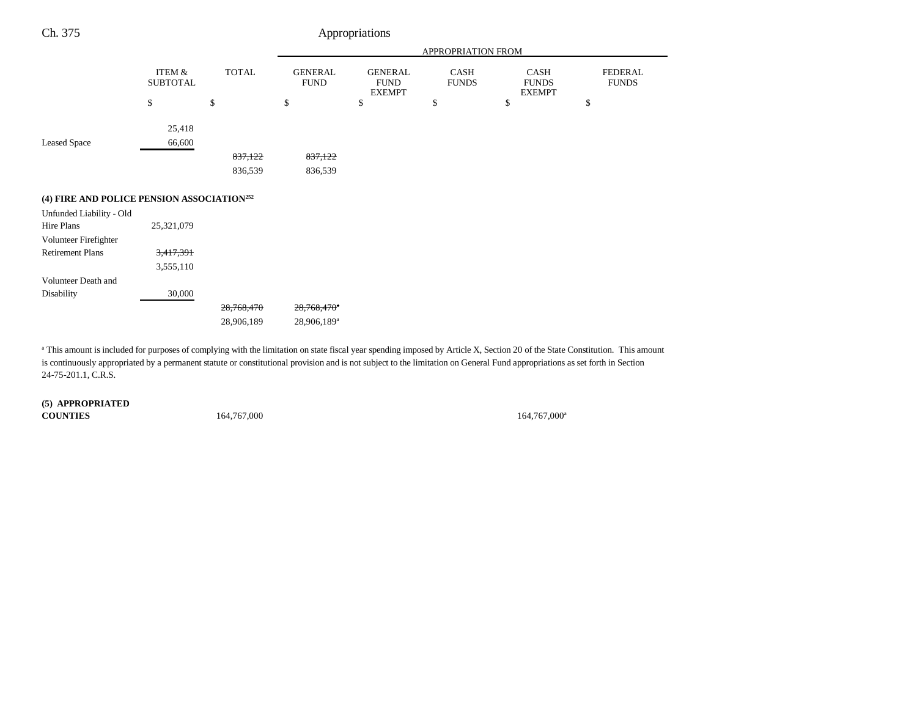| | ITEM & SUBTOTAL | TOTAL | GENERAL FUND | GENERAL FUND EXEMPT | CASH FUNDS | CASH FUNDS EXEMPT | FEDERAL FUNDS |
|---|---|---|---|---|---|---|---|
| | | | APPROPRIATION FROM | | | | |
| | $ | $ | $ | $ | $ | $ | $ |
| | 25,418 | | | | | | |
| Leased Space | 66,600 | | | | | | |
| | | ~~837,122~~ | ~~837,122~~ | | | | |
| | | 836,539 | 836,539 | | | | |
| **(4) FIRE AND POLICE PENSION ASSOCIATION**[252] | | | | | | | |
| Unfunded Liability - Old Hire Plans | 25,321,079 | | | | | | |
| Volunteer Firefighter Retirement Plans | ~~3,417,391~~ | | | | | | |
| | 3,555,110 | | | | | | |
| Volunteer Death and Disability | 30,000 | | | | | | |
| | | ~~28,768,470~~ | ~~28,768,470~~[a] | | | | |
| | | 28,906,189 | 28,906,189[a] | | | | |

[a] This amount is included for purposes of complying with the limitation on state fiscal year spending imposed by Article X, Section 20 of the State Constitution. This amount is continuously appropriated by a permanent statute or constitutional provision and is not subject to the limitation on General Fund appropriations as set forth in Section 24-75-201.1, C.R.S.

| | ITEM & SUBTOTAL | TOTAL | GENERAL FUND | GENERAL FUND EXEMPT | CASH FUNDS | CASH FUNDS EXEMPT | FEDERAL FUNDS |
|---|---|---|---|---|---|---|---|
| **(5) APPROPRIATED COUNTIES** | | 164,767,000 | | | | 164,767,000[a] | |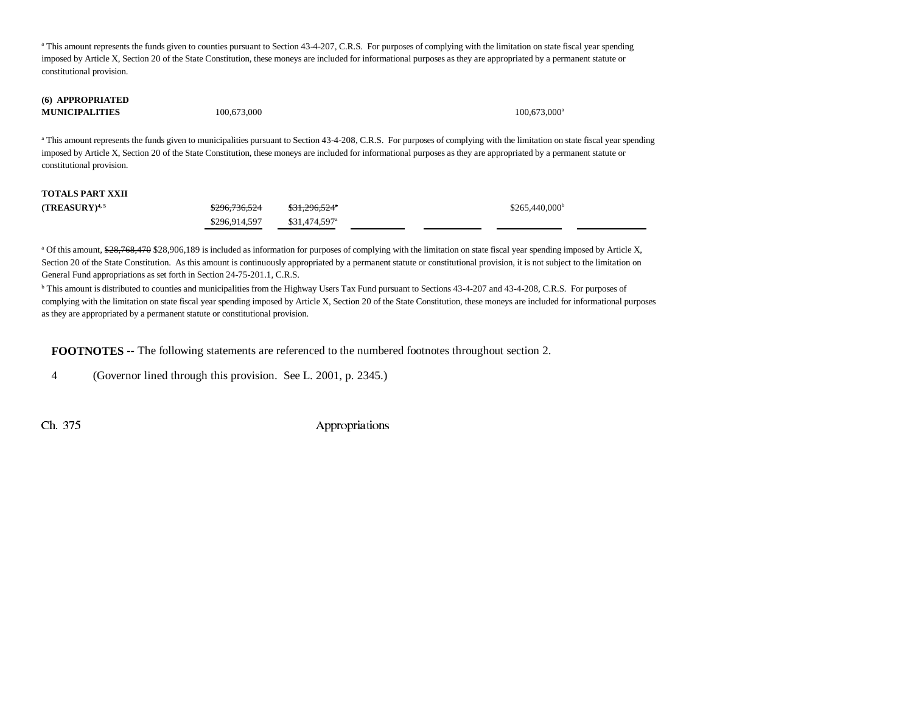[a] This amount represents the funds given to counties pursuant to Section 43-4-207, C.R.S. For purposes of complying with the limitation on state fiscal year spending imposed by Article X, Section 20 of the State Constitution, these moneys are included for informational purposes as they are appropriated by a permanent statute or constitutional provision.

| | | | | | | |
|---|---|---|---|---|---|---|
| **(6) APPROPRIATED MUNICIPALITIES** | 100,673,000 | | | | 100,673,000[a] | |

[a] This amount represents the funds given to municipalities pursuant to Section 43-4-208, C.R.S. For purposes of complying with the limitation on state fiscal year spending imposed by Article X, Section 20 of the State Constitution, these moneys are included for informational purposes as they are appropriated by a permanent statute or constitutional provision.

| | | | | | | |
|---|---|---|---|---|---|---|
| **TOTALS PART XXII (TREASURY)[4, 5]** | ~~$296,736,524~~ $296,914,597 | ~~$31,296,524~~[a] $31,474,597[a] | | | $265,440,000[b] | |

[a] Of this amount, ~~$28,768,470~~ $28,906,189 is included as information for purposes of complying with the limitation on state fiscal year spending imposed by Article X, Section 20 of the State Constitution. As this amount is continuously appropriated by a permanent statute or constitutional provision, it is not subject to the limitation on General Fund appropriations as set forth in Section 24-75-201.1, C.R.S.

[b] This amount is distributed to counties and municipalities from the Highway Users Tax Fund pursuant to Sections 43-4-207 and 43-4-208, C.R.S. For purposes of complying with the limitation on state fiscal year spending imposed by Article X, Section 20 of the State Constitution, these moneys are included for informational purposes as they are appropriated by a permanent statute or constitutional provision.

**FOOTNOTES** -- The following statements are referenced to the numbered footnotes throughout section 2.

4 (Governor lined through this provision. See L. 2001, p. 2345.)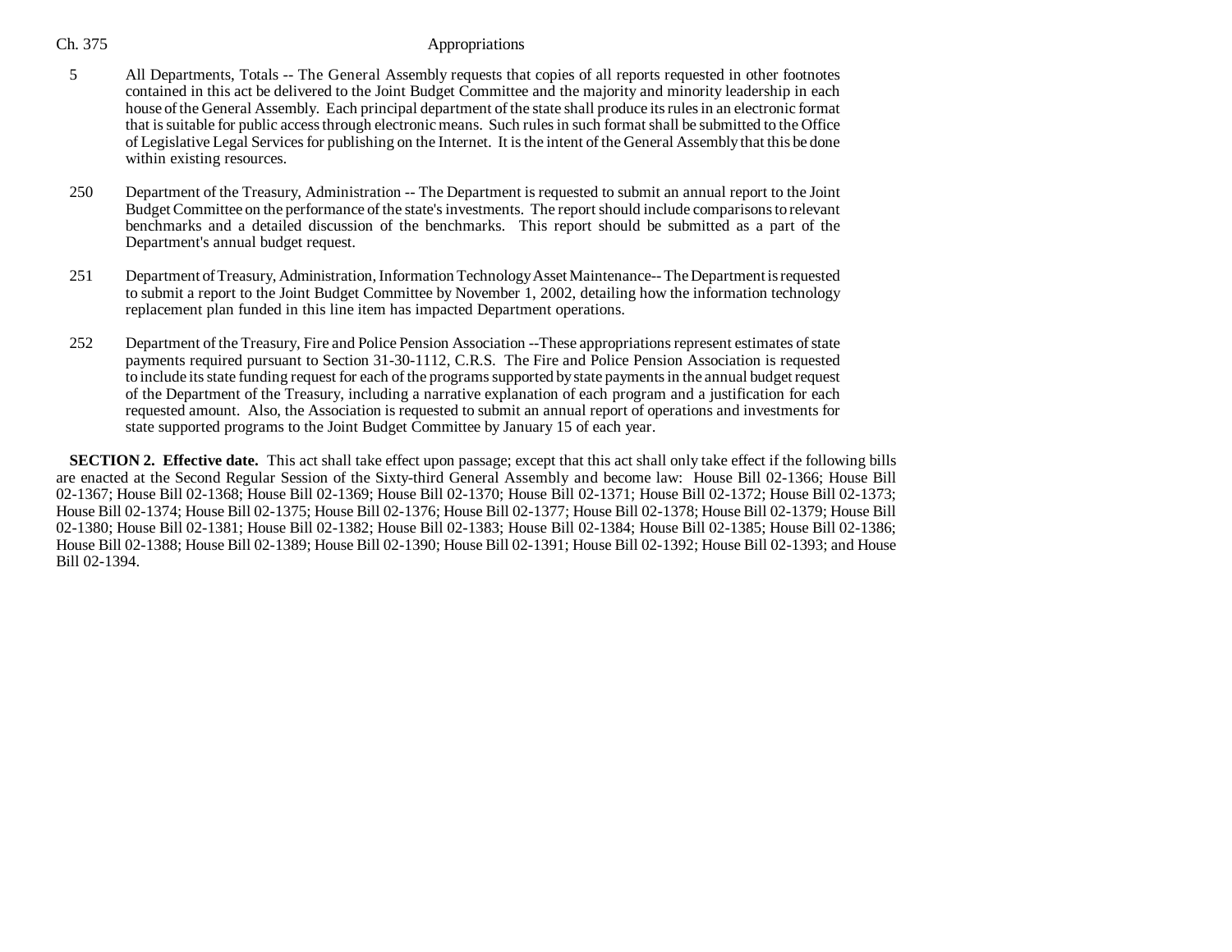5 All Departments, Totals -- The General Assembly requests that copies of all reports requested in other footnotes contained in this act be delivered to the Joint Budget Committee and the majority and minority leadership in each house of the General Assembly. Each principal department of the state shall produce its rules in an electronic format that is suitable for public access through electronic means. Such rules in such format shall be submitted to the Office of Legislative Legal Services for publishing on the Internet. It is the intent of the General Assembly that this be done within existing resources.

250 Department of the Treasury, Administration -- The Department is requested to submit an annual report to the Joint Budget Committee on the performance of the state's investments. The report should include comparisons to relevant benchmarks and a detailed discussion of the benchmarks. This report should be submitted as a part of the Department's annual budget request.

251 Department of Treasury, Administration, Information Technology Asset Maintenance-- The Department is requested to submit a report to the Joint Budget Committee by November 1, 2002, detailing how the information technology replacement plan funded in this line item has impacted Department operations.

252 Department of the Treasury, Fire and Police Pension Association --These appropriations represent estimates of state payments required pursuant to Section 31-30-1112, C.R.S. The Fire and Police Pension Association is requested to include its state funding request for each of the programs supported by state payments in the annual budget request of the Department of the Treasury, including a narrative explanation of each program and a justification for each requested amount. Also, the Association is requested to submit an annual report of operations and investments for state supported programs to the Joint Budget Committee by January 15 of each year.

**SECTION 2. Effective date.** This act shall take effect upon passage; except that this act shall only take effect if the following bills are enacted at the Second Regular Session of the Sixty-third General Assembly and become law: House Bill 02-1366; House Bill 02-1367; House Bill 02-1368; House Bill 02-1369; House Bill 02-1370; House Bill 02-1371; House Bill 02-1372; House Bill 02-1373; House Bill 02-1374; House Bill 02-1375; House Bill 02-1376; House Bill 02-1377; House Bill 02-1378; House Bill 02-1379; House Bill 02-1380; House Bill 02-1381; House Bill 02-1382; House Bill 02-1383; House Bill 02-1384; House Bill 02-1385; House Bill 02-1386; House Bill 02-1388; House Bill 02-1389; House Bill 02-1390; House Bill 02-1391; House Bill 02-1392; House Bill 02-1393; and House Bill 02-1394.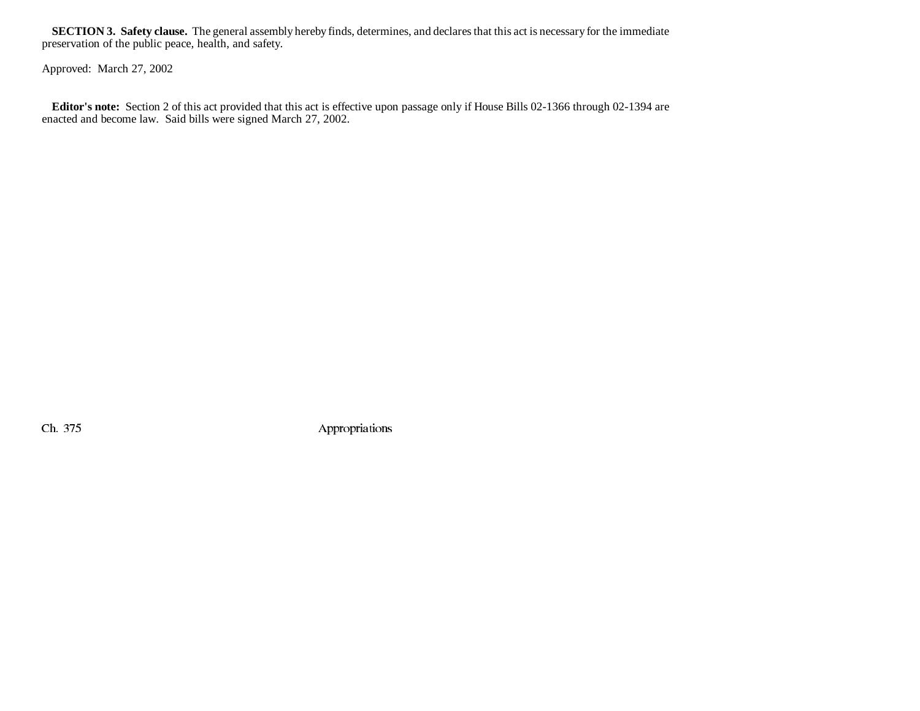**SECTION 3. Safety clause.** The general assembly hereby finds, determines, and declares that this act is necessary for the immediate preservation of the public peace, health, and safety.

Approved: March 27, 2002

**Editor's note:** Section 2 of this act provided that this act is effective upon passage only if House Bills 02-1366 through 02-1394 are enacted and become law. Said bills were signed March 27, 2002.